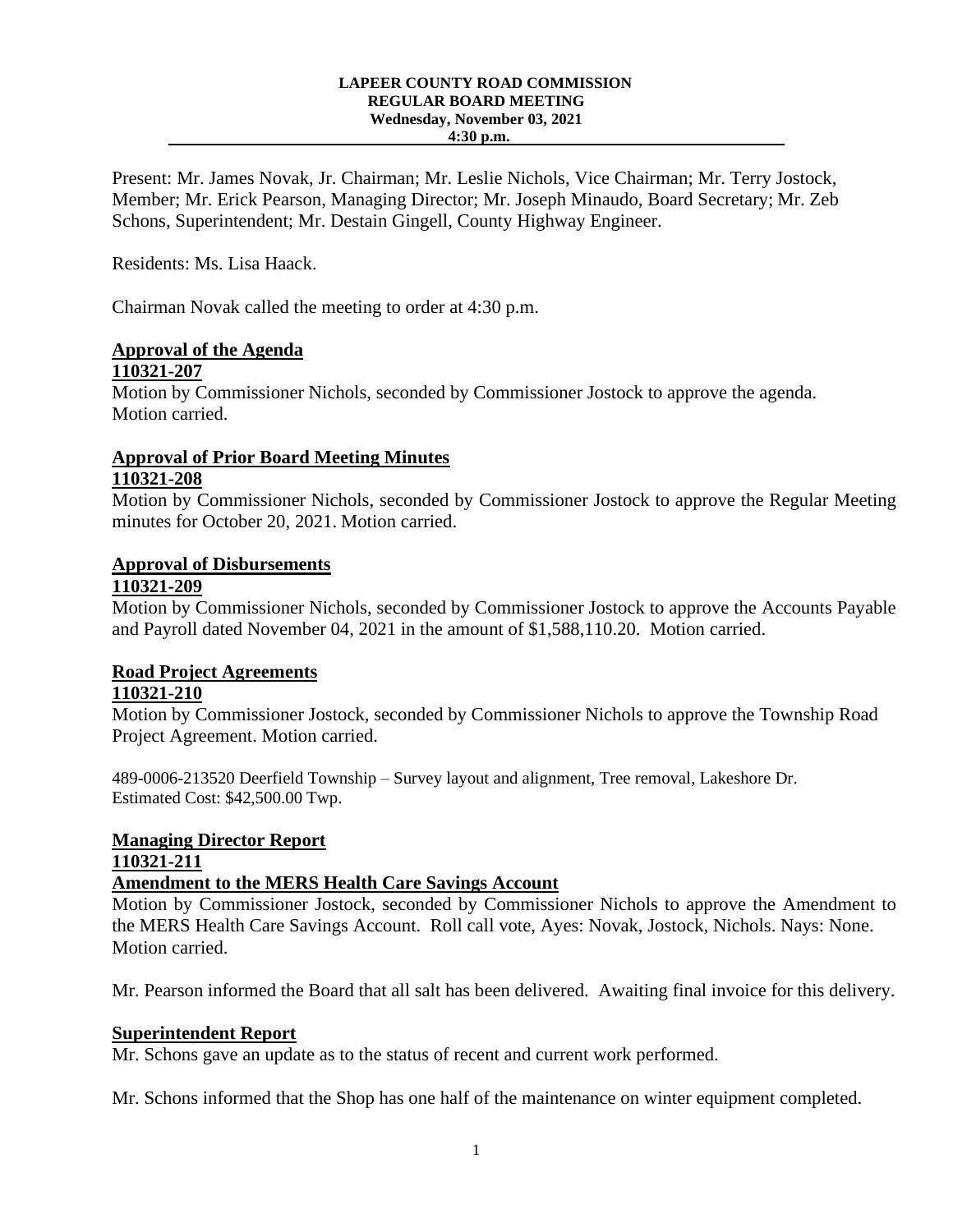# LAPEER COUNTY ROAD COMMISSION
## REGULAR BOARD MEETING
**Wednesday, November 03, 2021**
**4:30 p.m.**

Present: Mr. James Novak, Jr. Chairman; Mr. Leslie Nichols, Vice Chairman; Mr. Terry Jostock, Member; Mr. Erick Pearson, Managing Director; Mr. Joseph Minaudo, Board Secretary; Mr. Zeb Schons, Superintendent; Mr. Destain Gingell, County Highway Engineer.

Residents: Ms. Lisa Haack.

Chairman Novak called the meeting to order at 4:30 p.m.

### Approval of the Agenda
**110321-207**

Motion by Commissioner Nichols, seconded by Commissioner Jostock to approve the agenda. Motion carried.

### Approval of Prior Board Meeting Minutes
**110321-208**

Motion by Commissioner Nichols, seconded by Commissioner Jostock to approve the Regular Meeting minutes for October 20, 2021. Motion carried.

### Approval of Disbursements
**110321-209**

Motion by Commissioner Nichols, seconded by Commissioner Jostock to approve the Accounts Payable and Payroll dated November 04, 2021 in the amount of $1,588,110.20. Motion carried.

### Road Project Agreements
**110321-210**

Motion by Commissioner Jostock, seconded by Commissioner Nichols to approve the Township Road Project Agreement. Motion carried.

489-0006-213520 Deerfield Township – Survey layout and alignment, Tree removal, Lakeshore Dr.
Estimated Cost: $42,500.00 Twp.

### Managing Director Report
**110321-211**

**Amendment to the MERS Health Care Savings Account**

Motion by Commissioner Jostock, seconded by Commissioner Nichols to approve the Amendment to the MERS Health Care Savings Account. Roll call vote, Ayes: Novak, Jostock, Nichols. Nays: None. Motion carried.

Mr. Pearson informed the Board that all salt has been delivered. Awaiting final invoice for this delivery.

### Superintendent Report

Mr. Schons gave an update as to the status of recent and current work performed.

Mr. Schons informed that the Shop has one half of the maintenance on winter equipment completed.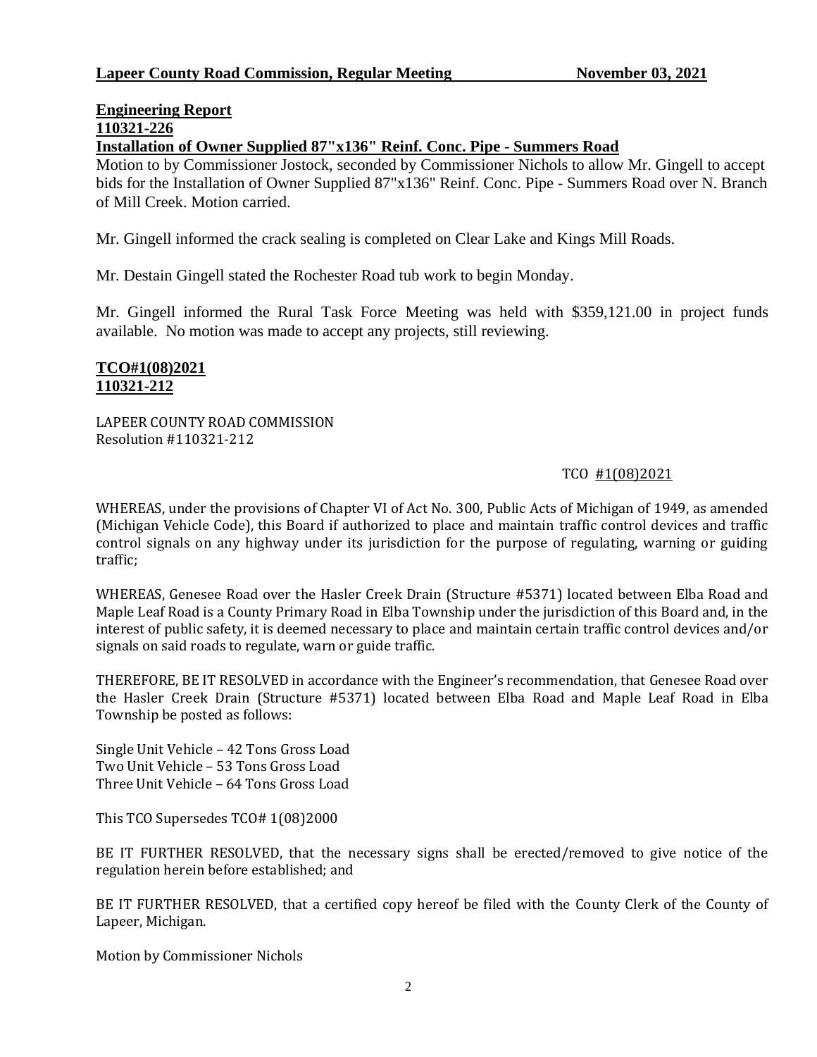**Lapeer County Road Commission, Regular Meeting November 03, 2021**

**Engineering Report**
**110321-226**
**Installation of Owner Supplied 87"x136" Reinf. Conc. Pipe - Summers Road**

Motion to by Commissioner Jostock, seconded by Commissioner Nichols to allow Mr. Gingell to accept bids for the Installation of Owner Supplied 87"x136" Reinf. Conc. Pipe - Summers Road over N. Branch of Mill Creek. Motion carried.

Mr. Gingell informed the crack sealing is completed on Clear Lake and Kings Mill Roads.

Mr. Destain Gingell stated the Rochester Road tub work to begin Monday.

Mr. Gingell informed the Rural Task Force Meeting was held with $359,121.00 in project funds available. No motion was made to accept any projects, still reviewing.

**TCO#1(08)2021**
**110321-212**

LAPEER COUNTY ROAD COMMISSION
Resolution #110321-212

TCO #1(08)2021

WHEREAS, under the provisions of Chapter VI of Act No. 300, Public Acts of Michigan of 1949, as amended (Michigan Vehicle Code), this Board if authorized to place and maintain traffic control devices and traffic control signals on any highway under its jurisdiction for the purpose of regulating, warning or guiding traffic;

WHEREAS, Genesee Road over the Hasler Creek Drain (Structure #5371) located between Elba Road and Maple Leaf Road is a County Primary Road in Elba Township under the jurisdiction of this Board and, in the interest of public safety, it is deemed necessary to place and maintain certain traffic control devices and/or signals on said roads to regulate, warn or guide traffic.

THEREFORE, BE IT RESOLVED in accordance with the Engineer's recommendation, that Genesee Road over the Hasler Creek Drain (Structure #5371) located between Elba Road and Maple Leaf Road in Elba Township be posted as follows:

Single Unit Vehicle – 42 Tons Gross Load
Two Unit Vehicle – 53 Tons Gross Load
Three Unit Vehicle – 64 Tons Gross Load

This TCO Supersedes TCO# 1(08)2000

BE IT FURTHER RESOLVED, that the necessary signs shall be erected/removed to give notice of the regulation herein before established; and

BE IT FURTHER RESOLVED, that a certified copy hereof be filed with the County Clerk of the County of Lapeer, Michigan.

Motion by Commissioner Nichols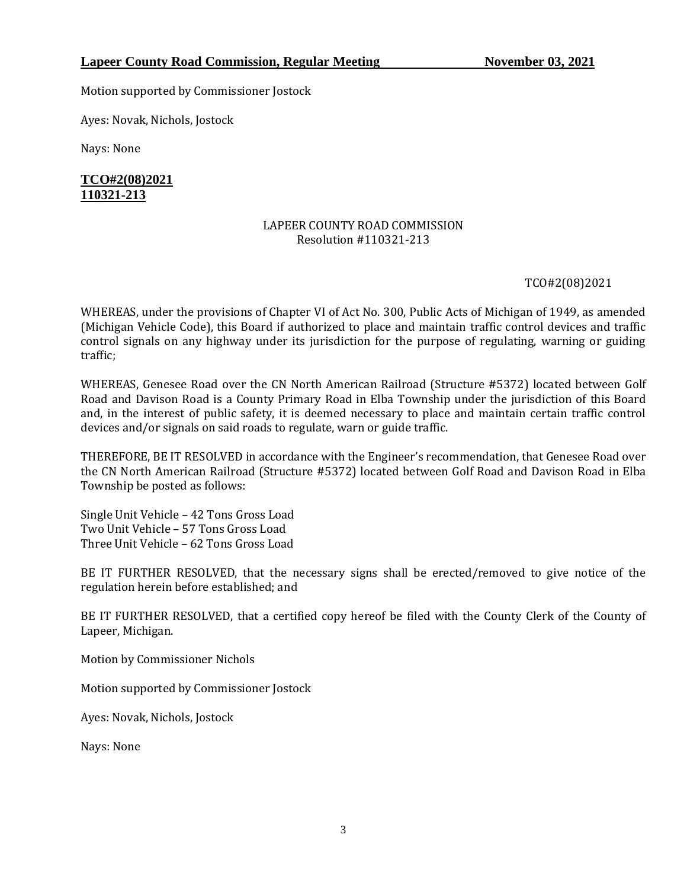Motion supported by Commissioner Jostock

Ayes: Novak, Nichols, Jostock

Nays: None

**TCO#2(08)2021**
**110321-213**

LAPEER COUNTY ROAD COMMISSION
Resolution #110321-213

TCO#2(08)2021

WHEREAS, under the provisions of Chapter VI of Act No. 300, Public Acts of Michigan of 1949, as amended (Michigan Vehicle Code), this Board if authorized to place and maintain traffic control devices and traffic control signals on any highway under its jurisdiction for the purpose of regulating, warning or guiding traffic;

WHEREAS, Genesee Road over the CN North American Railroad (Structure #5372) located between Golf Road and Davison Road is a County Primary Road in Elba Township under the jurisdiction of this Board and, in the interest of public safety, it is deemed necessary to place and maintain certain traffic control devices and/or signals on said roads to regulate, warn or guide traffic.

THEREFORE, BE IT RESOLVED in accordance with the Engineer's recommendation, that Genesee Road over the CN North American Railroad (Structure #5372) located between Golf Road and Davison Road in Elba Township be posted as follows:

Single Unit Vehicle – 42 Tons Gross Load
Two Unit Vehicle – 57 Tons Gross Load
Three Unit Vehicle – 62 Tons Gross Load

BE IT FURTHER RESOLVED, that the necessary signs shall be erected/removed to give notice of the regulation herein before established; and

BE IT FURTHER RESOLVED, that a certified copy hereof be filed with the County Clerk of the County of Lapeer, Michigan.

Motion by Commissioner Nichols

Motion supported by Commissioner Jostock

Ayes: Novak, Nichols, Jostock

Nays: None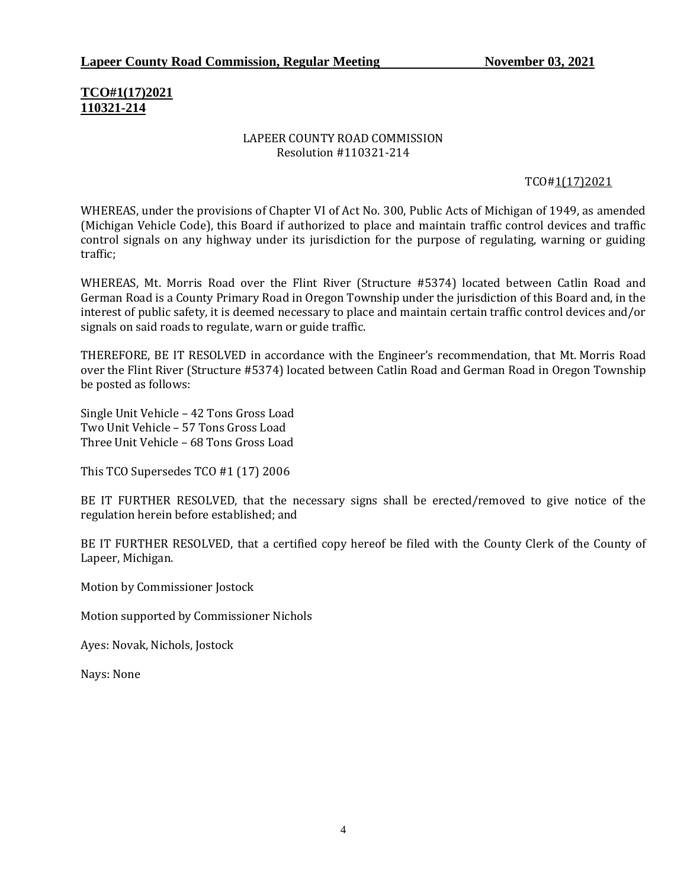**TCO#1(17)2021**
**110321-214**

LAPEER COUNTY ROAD COMMISSION
Resolution #110321-214

TCO#1(17)2021

WHEREAS, under the provisions of Chapter VI of Act No. 300, Public Acts of Michigan of 1949, as amended (Michigan Vehicle Code), this Board if authorized to place and maintain traffic control devices and traffic control signals on any highway under its jurisdiction for the purpose of regulating, warning or guiding traffic;

WHEREAS, Mt. Morris Road over the Flint River (Structure #5374) located between Catlin Road and German Road is a County Primary Road in Oregon Township under the jurisdiction of this Board and, in the interest of public safety, it is deemed necessary to place and maintain certain traffic control devices and/or signals on said roads to regulate, warn or guide traffic.

THEREFORE, BE IT RESOLVED in accordance with the Engineer's recommendation, that Mt. Morris Road over the Flint River (Structure #5374) located between Catlin Road and German Road in Oregon Township be posted as follows:

Single Unit Vehicle – 42 Tons Gross Load
Two Unit Vehicle – 57 Tons Gross Load
Three Unit Vehicle – 68 Tons Gross Load

This TCO Supersedes TCO #1 (17) 2006

BE IT FURTHER RESOLVED, that the necessary signs shall be erected/removed to give notice of the regulation herein before established; and

BE IT FURTHER RESOLVED, that a certified copy hereof be filed with the County Clerk of the County of Lapeer, Michigan.

Motion by Commissioner Jostock

Motion supported by Commissioner Nichols

Ayes: Novak, Nichols, Jostock

Nays: None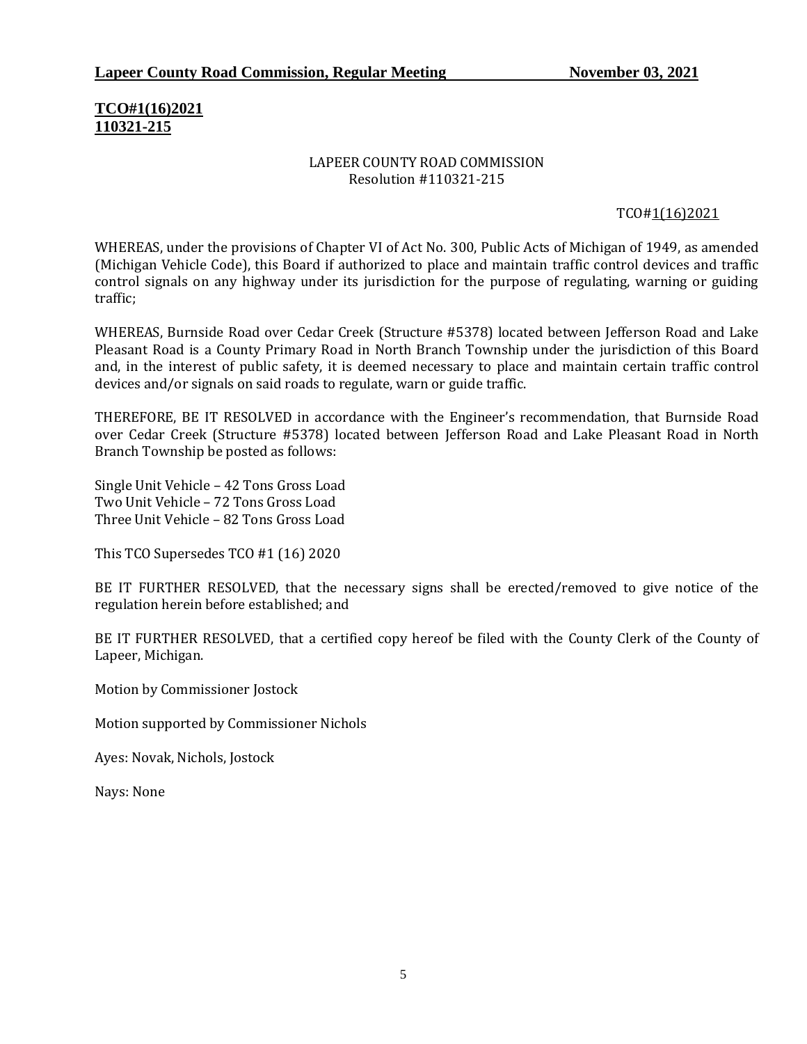**TCO#1(16)2021**
**110321-215**

LAPEER COUNTY ROAD COMMISSION
Resolution #110321-215

TCO#1(16)2021

WHEREAS, under the provisions of Chapter VI of Act No. 300, Public Acts of Michigan of 1949, as amended (Michigan Vehicle Code), this Board if authorized to place and maintain traffic control devices and traffic control signals on any highway under its jurisdiction for the purpose of regulating, warning or guiding traffic;

WHEREAS, Burnside Road over Cedar Creek (Structure #5378) located between Jefferson Road and Lake Pleasant Road is a County Primary Road in North Branch Township under the jurisdiction of this Board and, in the interest of public safety, it is deemed necessary to place and maintain certain traffic control devices and/or signals on said roads to regulate, warn or guide traffic.

THEREFORE, BE IT RESOLVED in accordance with the Engineer's recommendation, that Burnside Road over Cedar Creek (Structure #5378) located between Jefferson Road and Lake Pleasant Road in North Branch Township be posted as follows:

Single Unit Vehicle – 42 Tons Gross Load
Two Unit Vehicle – 72 Tons Gross Load
Three Unit Vehicle – 82 Tons Gross Load

This TCO Supersedes TCO #1 (16) 2020

BE IT FURTHER RESOLVED, that the necessary signs shall be erected/removed to give notice of the regulation herein before established; and

BE IT FURTHER RESOLVED, that a certified copy hereof be filed with the County Clerk of the County of Lapeer, Michigan.

Motion by Commissioner Jostock

Motion supported by Commissioner Nichols

Ayes: Novak, Nichols, Jostock

Nays: None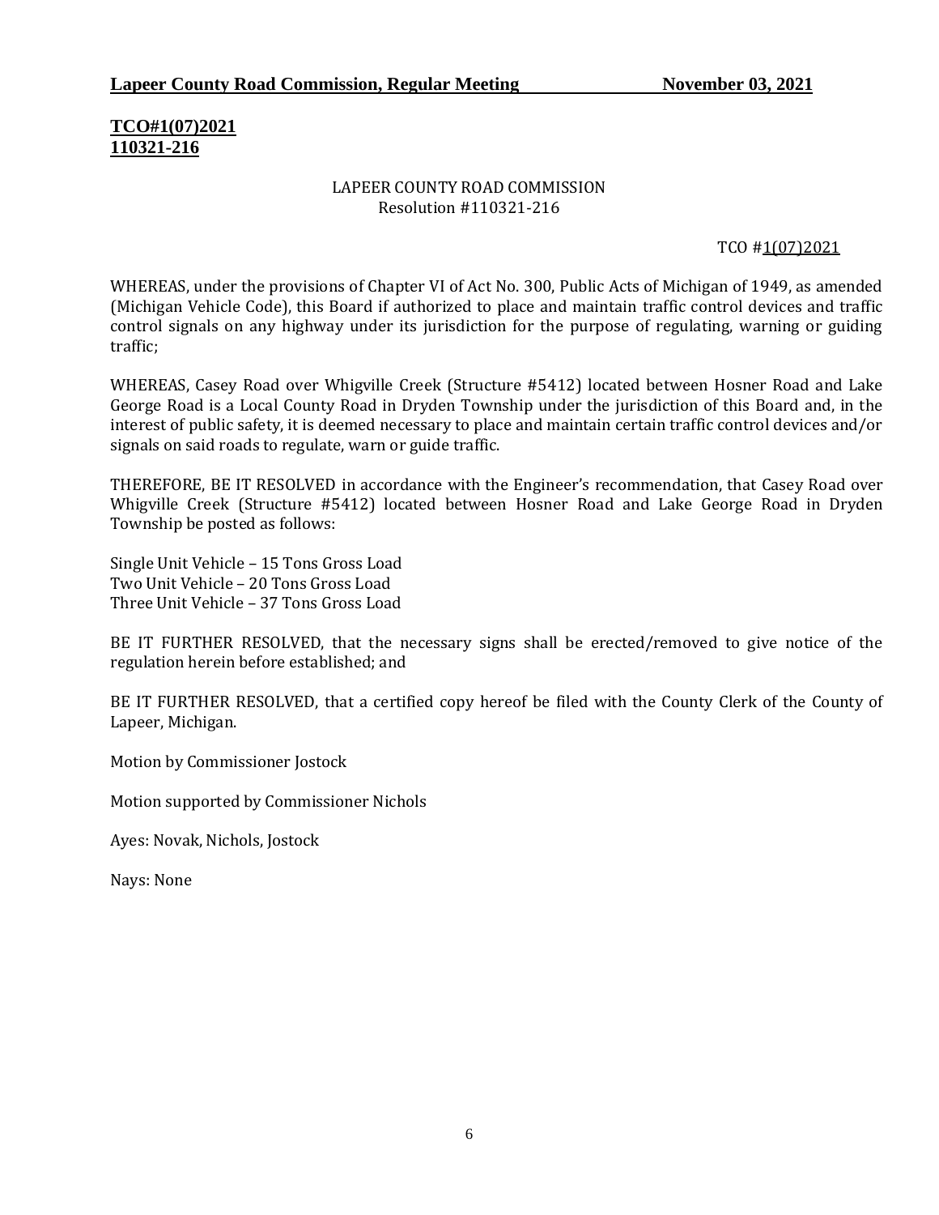**TCO#1(07)2021**
**110321-216**

LAPEER COUNTY ROAD COMMISSION
Resolution #110321-216

TCO #1(07)2021

WHEREAS, under the provisions of Chapter VI of Act No. 300, Public Acts of Michigan of 1949, as amended (Michigan Vehicle Code), this Board if authorized to place and maintain traffic control devices and traffic control signals on any highway under its jurisdiction for the purpose of regulating, warning or guiding traffic;

WHEREAS, Casey Road over Whigville Creek (Structure #5412) located between Hosner Road and Lake George Road is a Local County Road in Dryden Township under the jurisdiction of this Board and, in the interest of public safety, it is deemed necessary to place and maintain certain traffic control devices and/or signals on said roads to regulate, warn or guide traffic.

THEREFORE, BE IT RESOLVED in accordance with the Engineer's recommendation, that Casey Road over Whigville Creek (Structure #5412) located between Hosner Road and Lake George Road in Dryden Township be posted as follows:

Single Unit Vehicle – 15 Tons Gross Load
Two Unit Vehicle – 20 Tons Gross Load
Three Unit Vehicle – 37 Tons Gross Load

BE IT FURTHER RESOLVED, that the necessary signs shall be erected/removed to give notice of the regulation herein before established; and

BE IT FURTHER RESOLVED, that a certified copy hereof be filed with the County Clerk of the County of Lapeer, Michigan.

Motion by Commissioner Jostock

Motion supported by Commissioner Nichols

Ayes: Novak, Nichols, Jostock

Nays: None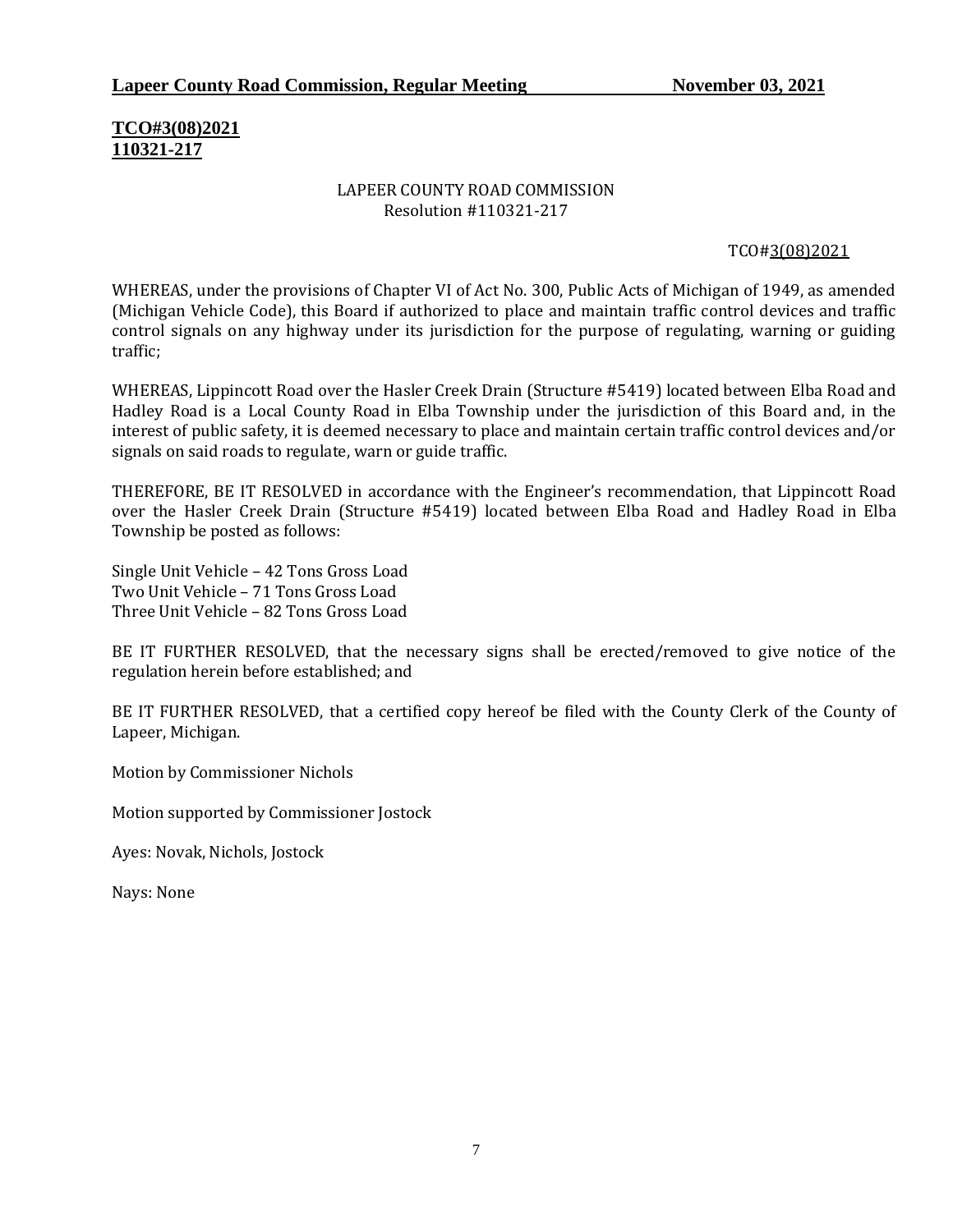**TCO#3(08)2021**
**110321-217**

LAPEER COUNTY ROAD COMMISSION
Resolution #110321-217

TCO#3(08)2021

WHEREAS, under the provisions of Chapter VI of Act No. 300, Public Acts of Michigan of 1949, as amended (Michigan Vehicle Code), this Board if authorized to place and maintain traffic control devices and traffic control signals on any highway under its jurisdiction for the purpose of regulating, warning or guiding traffic;

WHEREAS, Lippincott Road over the Hasler Creek Drain (Structure #5419) located between Elba Road and Hadley Road is a Local County Road in Elba Township under the jurisdiction of this Board and, in the interest of public safety, it is deemed necessary to place and maintain certain traffic control devices and/or signals on said roads to regulate, warn or guide traffic.

THEREFORE, BE IT RESOLVED in accordance with the Engineer's recommendation, that Lippincott Road over the Hasler Creek Drain (Structure #5419) located between Elba Road and Hadley Road in Elba Township be posted as follows:

Single Unit Vehicle – 42 Tons Gross Load
Two Unit Vehicle – 71 Tons Gross Load
Three Unit Vehicle – 82 Tons Gross Load

BE IT FURTHER RESOLVED, that the necessary signs shall be erected/removed to give notice of the regulation herein before established; and

BE IT FURTHER RESOLVED, that a certified copy hereof be filed with the County Clerk of the County of Lapeer, Michigan.

Motion by Commissioner Nichols

Motion supported by Commissioner Jostock

Ayes: Novak, Nichols, Jostock

Nays: None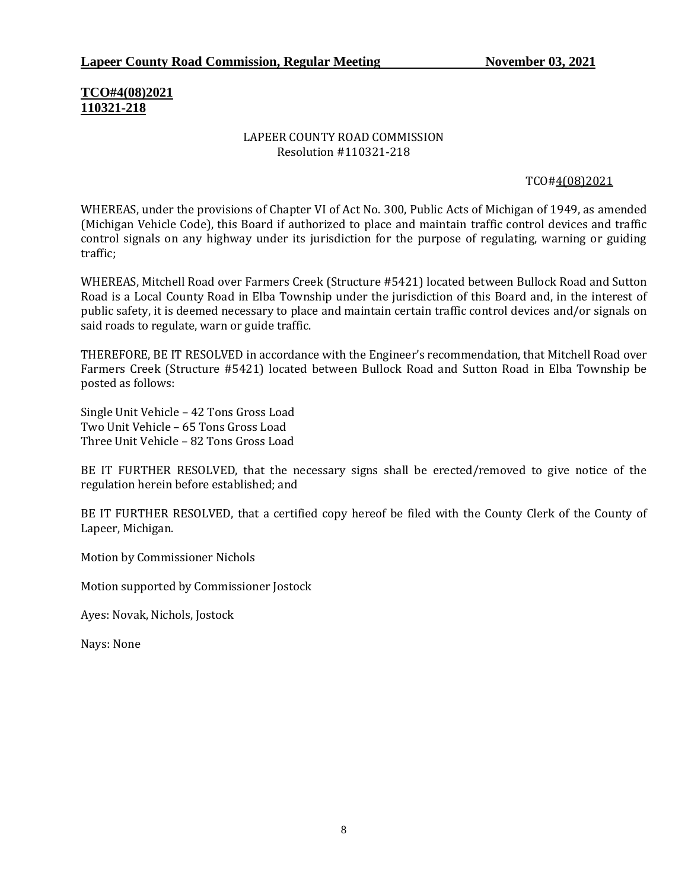**TCO#4(08)2021**
**110321-218**

LAPEER COUNTY ROAD COMMISSION
Resolution #110321-218

TCO#4(08)2021

WHEREAS, under the provisions of Chapter VI of Act No. 300, Public Acts of Michigan of 1949, as amended (Michigan Vehicle Code), this Board if authorized to place and maintain traffic control devices and traffic control signals on any highway under its jurisdiction for the purpose of regulating, warning or guiding traffic;

WHEREAS, Mitchell Road over Farmers Creek (Structure #5421) located between Bullock Road and Sutton Road is a Local County Road in Elba Township under the jurisdiction of this Board and, in the interest of public safety, it is deemed necessary to place and maintain certain traffic control devices and/or signals on said roads to regulate, warn or guide traffic.

THEREFORE, BE IT RESOLVED in accordance with the Engineer's recommendation, that Mitchell Road over Farmers Creek (Structure #5421) located between Bullock Road and Sutton Road in Elba Township be posted as follows:

Single Unit Vehicle – 42 Tons Gross Load
Two Unit Vehicle – 65 Tons Gross Load
Three Unit Vehicle – 82 Tons Gross Load

BE IT FURTHER RESOLVED, that the necessary signs shall be erected/removed to give notice of the regulation herein before established; and

BE IT FURTHER RESOLVED, that a certified copy hereof be filed with the County Clerk of the County of Lapeer, Michigan.

Motion by Commissioner Nichols

Motion supported by Commissioner Jostock

Ayes: Novak, Nichols, Jostock

Nays: None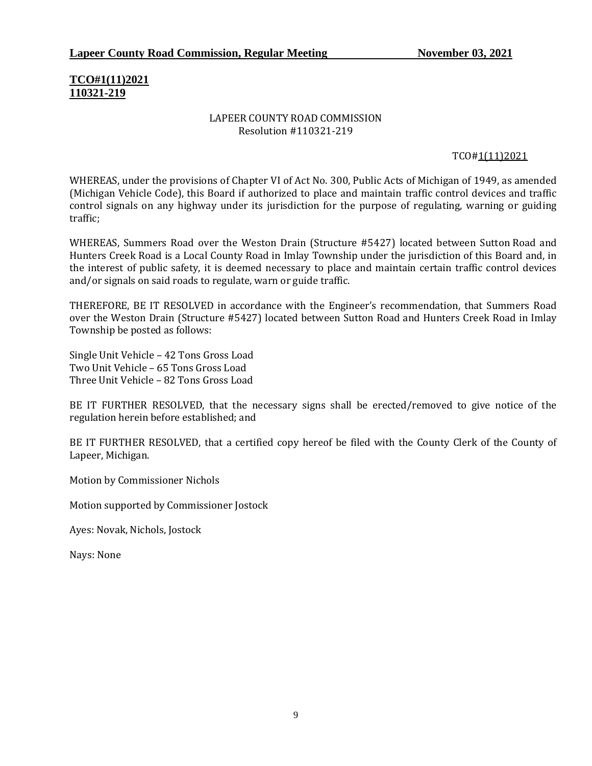**TCO#1(11)2021**
**110321-219**

LAPEER COUNTY ROAD COMMISSION
Resolution #110321-219

TCO#1(11)2021

WHEREAS, under the provisions of Chapter VI of Act No. 300, Public Acts of Michigan of 1949, as amended (Michigan Vehicle Code), this Board if authorized to place and maintain traffic control devices and traffic control signals on any highway under its jurisdiction for the purpose of regulating, warning or guiding traffic;

WHEREAS, Summers Road over the Weston Drain (Structure #5427) located between Sutton Road and Hunters Creek Road is a Local County Road in Imlay Township under the jurisdiction of this Board and, in the interest of public safety, it is deemed necessary to place and maintain certain traffic control devices and/or signals on said roads to regulate, warn or guide traffic.

THEREFORE, BE IT RESOLVED in accordance with the Engineer's recommendation, that Summers Road over the Weston Drain (Structure #5427) located between Sutton Road and Hunters Creek Road in Imlay Township be posted as follows:

Single Unit Vehicle – 42 Tons Gross Load
Two Unit Vehicle – 65 Tons Gross Load
Three Unit Vehicle – 82 Tons Gross Load

BE IT FURTHER RESOLVED, that the necessary signs shall be erected/removed to give notice of the regulation herein before established; and

BE IT FURTHER RESOLVED, that a certified copy hereof be filed with the County Clerk of the County of Lapeer, Michigan.

Motion by Commissioner Nichols

Motion supported by Commissioner Jostock

Ayes: Novak, Nichols, Jostock

Nays: None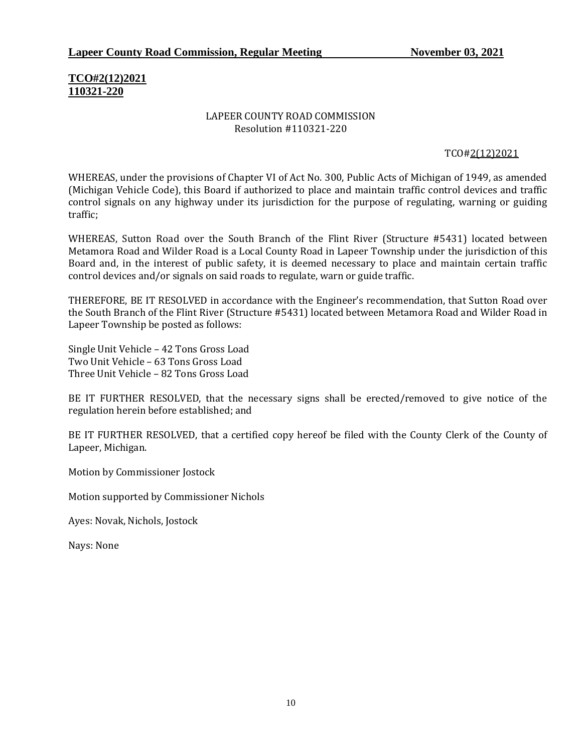**TCO#2(12)2021**
**110321-220**

LAPEER COUNTY ROAD COMMISSION
Resolution #110321-220

TCO#2(12)2021

WHEREAS, under the provisions of Chapter VI of Act No. 300, Public Acts of Michigan of 1949, as amended (Michigan Vehicle Code), this Board if authorized to place and maintain traffic control devices and traffic control signals on any highway under its jurisdiction for the purpose of regulating, warning or guiding traffic;

WHEREAS, Sutton Road over the South Branch of the Flint River (Structure #5431) located between Metamora Road and Wilder Road is a Local County Road in Lapeer Township under the jurisdiction of this Board and, in the interest of public safety, it is deemed necessary to place and maintain certain traffic control devices and/or signals on said roads to regulate, warn or guide traffic.

THEREFORE, BE IT RESOLVED in accordance with the Engineer's recommendation, that Sutton Road over the South Branch of the Flint River (Structure #5431) located between Metamora Road and Wilder Road in Lapeer Township be posted as follows:

Single Unit Vehicle – 42 Tons Gross Load
Two Unit Vehicle – 63 Tons Gross Load
Three Unit Vehicle – 82 Tons Gross Load

BE IT FURTHER RESOLVED, that the necessary signs shall be erected/removed to give notice of the regulation herein before established; and

BE IT FURTHER RESOLVED, that a certified copy hereof be filed with the County Clerk of the County of Lapeer, Michigan.

Motion by Commissioner Jostock

Motion supported by Commissioner Nichols

Ayes: Novak, Nichols, Jostock

Nays: None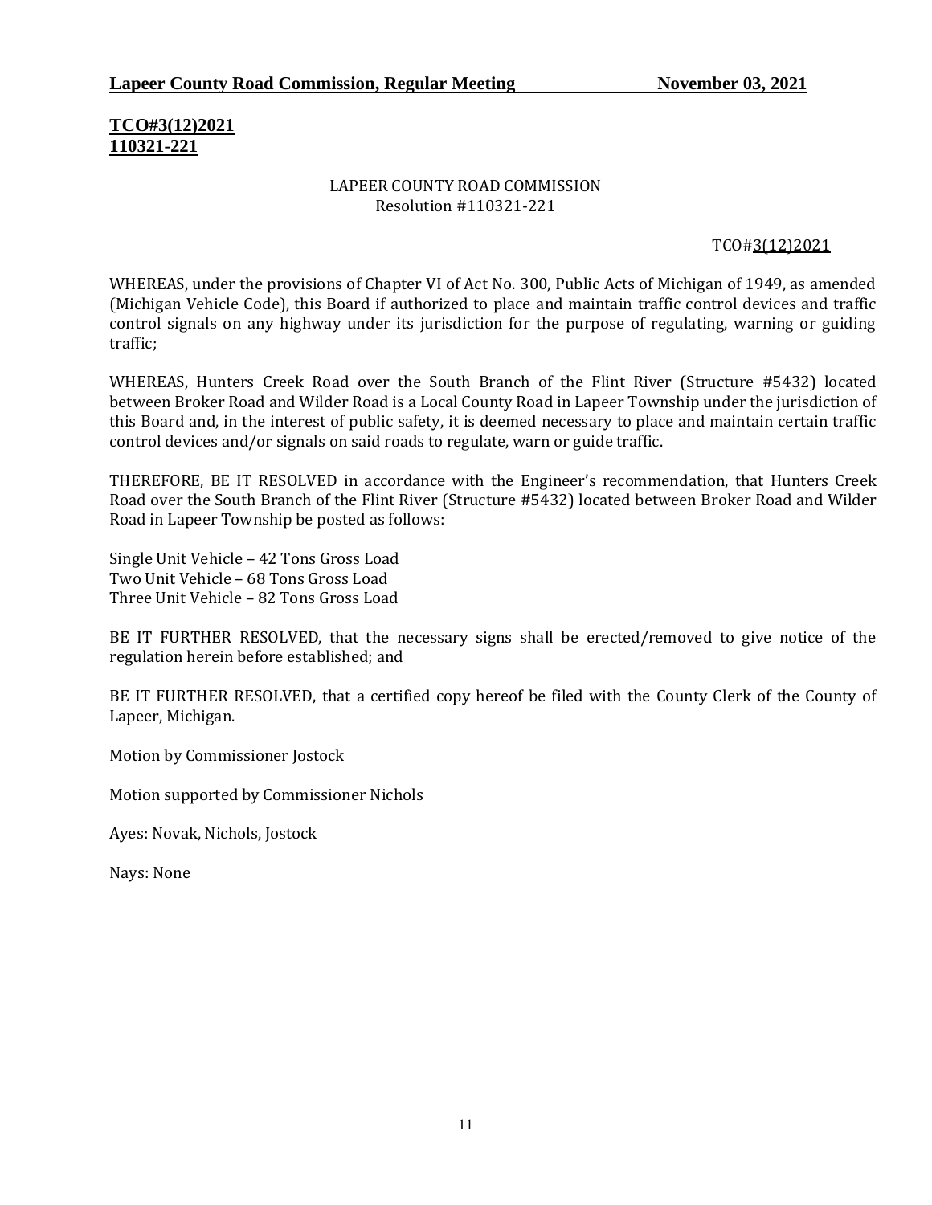**TCO#3(12)2021**
**110321-221**

LAPEER COUNTY ROAD COMMISSION
Resolution #110321-221

TCO#3(12)2021

WHEREAS, under the provisions of Chapter VI of Act No. 300, Public Acts of Michigan of 1949, as amended (Michigan Vehicle Code), this Board if authorized to place and maintain traffic control devices and traffic control signals on any highway under its jurisdiction for the purpose of regulating, warning or guiding traffic;

WHEREAS, Hunters Creek Road over the South Branch of the Flint River (Structure #5432) located between Broker Road and Wilder Road is a Local County Road in Lapeer Township under the jurisdiction of this Board and, in the interest of public safety, it is deemed necessary to place and maintain certain traffic control devices and/or signals on said roads to regulate, warn or guide traffic.

THEREFORE, BE IT RESOLVED in accordance with the Engineer's recommendation, that Hunters Creek Road over the South Branch of the Flint River (Structure #5432) located between Broker Road and Wilder Road in Lapeer Township be posted as follows:

Single Unit Vehicle – 42 Tons Gross Load
Two Unit Vehicle – 68 Tons Gross Load
Three Unit Vehicle – 82 Tons Gross Load

BE IT FURTHER RESOLVED, that the necessary signs shall be erected/removed to give notice of the regulation herein before established; and

BE IT FURTHER RESOLVED, that a certified copy hereof be filed with the County Clerk of the County of Lapeer, Michigan.

Motion by Commissioner Jostock

Motion supported by Commissioner Nichols

Ayes: Novak, Nichols, Jostock

Nays: None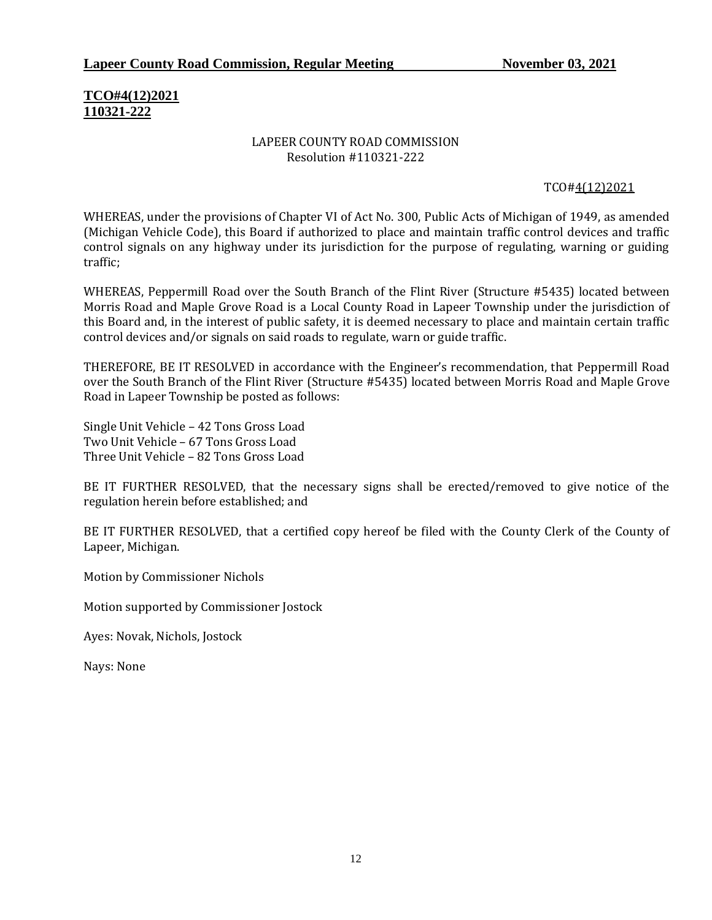**TCO#4(12)2021**
**110321-222**

LAPEER COUNTY ROAD COMMISSION
Resolution #110321-222

TCO#4(12)2021

WHEREAS, under the provisions of Chapter VI of Act No. 300, Public Acts of Michigan of 1949, as amended (Michigan Vehicle Code), this Board if authorized to place and maintain traffic control devices and traffic control signals on any highway under its jurisdiction for the purpose of regulating, warning or guiding traffic;

WHEREAS, Peppermill Road over the South Branch of the Flint River (Structure #5435) located between Morris Road and Maple Grove Road is a Local County Road in Lapeer Township under the jurisdiction of this Board and, in the interest of public safety, it is deemed necessary to place and maintain certain traffic control devices and/or signals on said roads to regulate, warn or guide traffic.

THEREFORE, BE IT RESOLVED in accordance with the Engineer's recommendation, that Peppermill Road over the South Branch of the Flint River (Structure #5435) located between Morris Road and Maple Grove Road in Lapeer Township be posted as follows:

Single Unit Vehicle – 42 Tons Gross Load
Two Unit Vehicle – 67 Tons Gross Load
Three Unit Vehicle – 82 Tons Gross Load

BE IT FURTHER RESOLVED, that the necessary signs shall be erected/removed to give notice of the regulation herein before established; and

BE IT FURTHER RESOLVED, that a certified copy hereof be filed with the County Clerk of the County of Lapeer, Michigan.

Motion by Commissioner Nichols

Motion supported by Commissioner Jostock

Ayes: Novak, Nichols, Jostock

Nays: None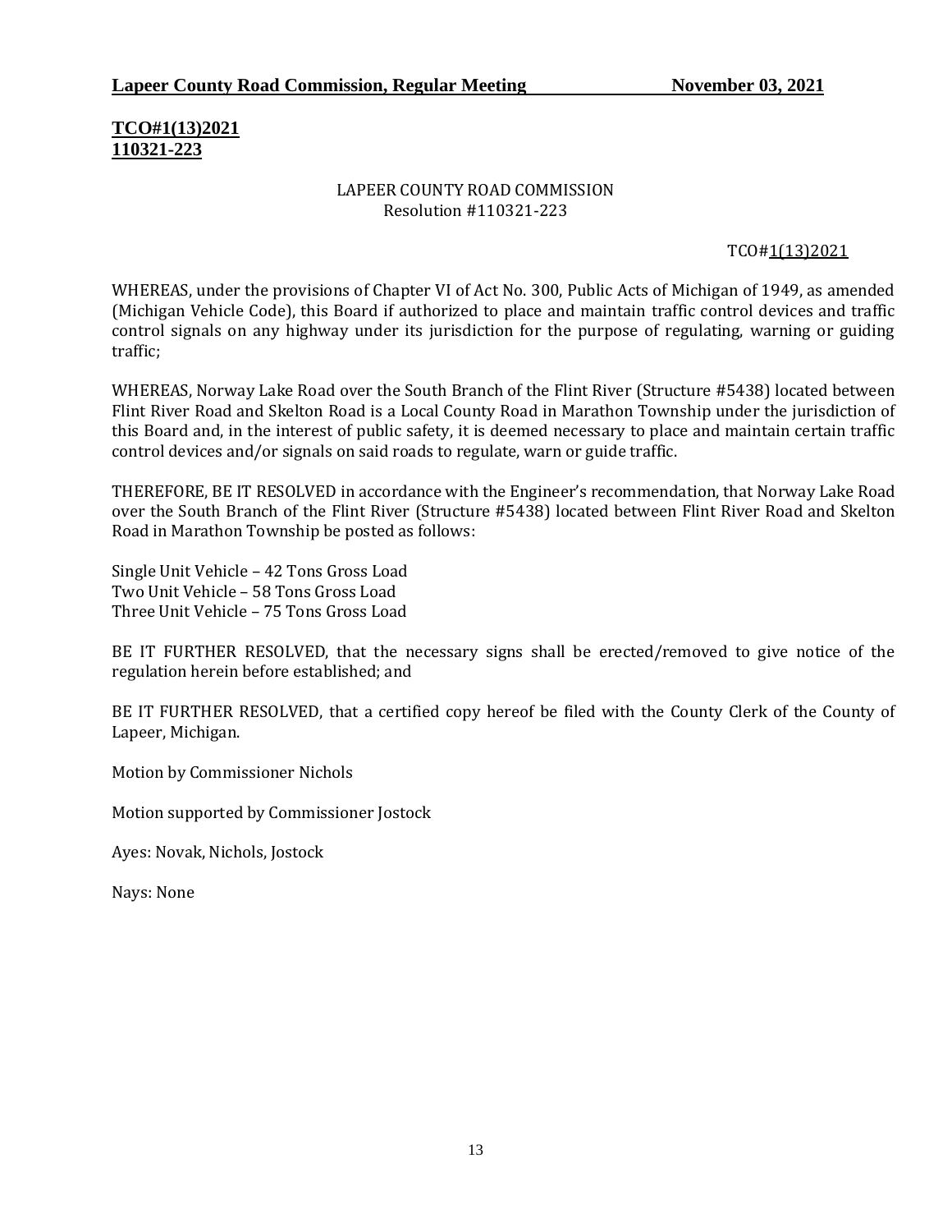**TCO#1(13)2021**
**110321-223**

LAPEER COUNTY ROAD COMMISSION
Resolution #110321-223

TCO#1(13)2021

WHEREAS, under the provisions of Chapter VI of Act No. 300, Public Acts of Michigan of 1949, as amended (Michigan Vehicle Code), this Board if authorized to place and maintain traffic control devices and traffic control signals on any highway under its jurisdiction for the purpose of regulating, warning or guiding traffic;

WHEREAS, Norway Lake Road over the South Branch of the Flint River (Structure #5438) located between Flint River Road and Skelton Road is a Local County Road in Marathon Township under the jurisdiction of this Board and, in the interest of public safety, it is deemed necessary to place and maintain certain traffic control devices and/or signals on said roads to regulate, warn or guide traffic.

THEREFORE, BE IT RESOLVED in accordance with the Engineer's recommendation, that Norway Lake Road over the South Branch of the Flint River (Structure #5438) located between Flint River Road and Skelton Road in Marathon Township be posted as follows:

Single Unit Vehicle – 42 Tons Gross Load
Two Unit Vehicle – 58 Tons Gross Load
Three Unit Vehicle – 75 Tons Gross Load

BE IT FURTHER RESOLVED, that the necessary signs shall be erected/removed to give notice of the regulation herein before established; and

BE IT FURTHER RESOLVED, that a certified copy hereof be filed with the County Clerk of the County of Lapeer, Michigan.

Motion by Commissioner Nichols

Motion supported by Commissioner Jostock

Ayes: Novak, Nichols, Jostock

Nays: None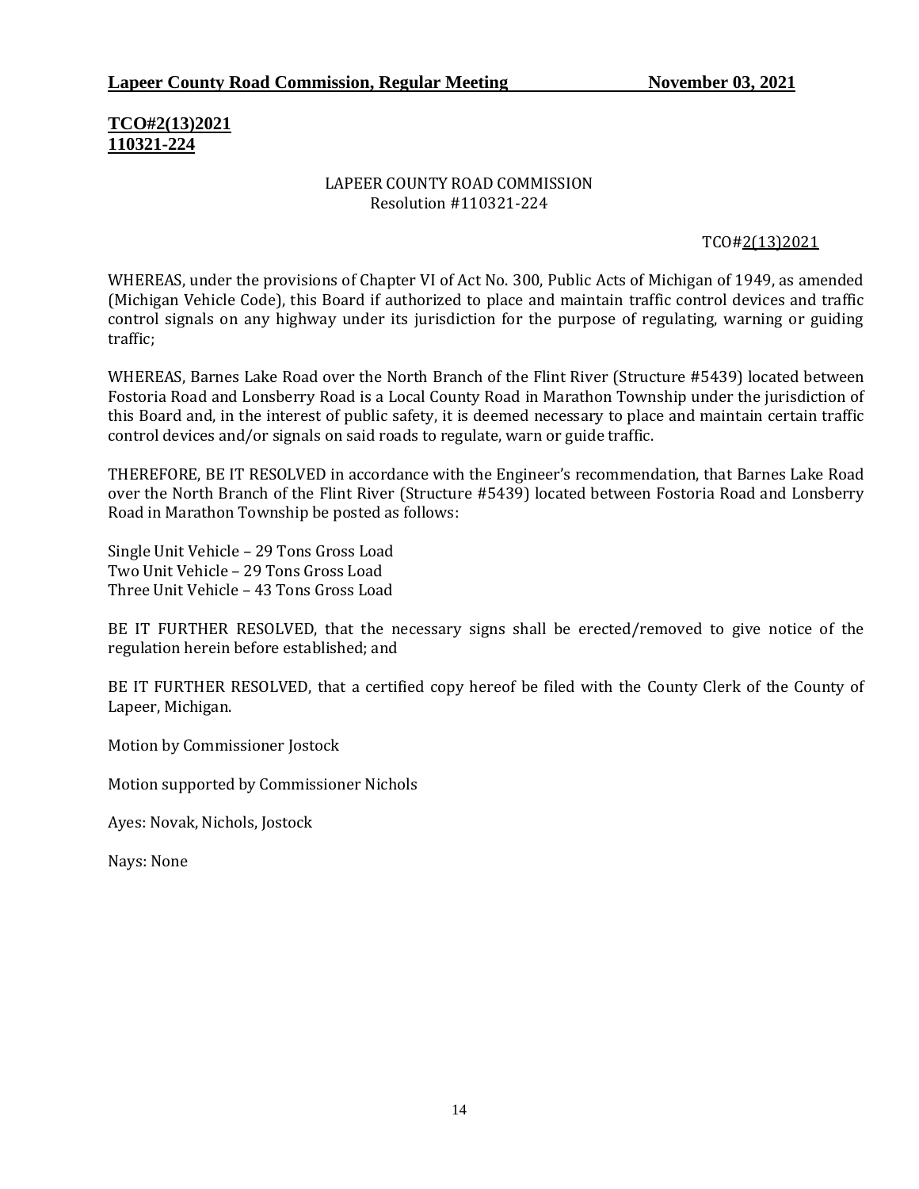**TCO#2(13)2021**
**110321-224**

LAPEER COUNTY ROAD COMMISSION
Resolution #110321-224

TCO#2(13)2021

WHEREAS, under the provisions of Chapter VI of Act No. 300, Public Acts of Michigan of 1949, as amended (Michigan Vehicle Code), this Board if authorized to place and maintain traffic control devices and traffic control signals on any highway under its jurisdiction for the purpose of regulating, warning or guiding traffic;

WHEREAS, Barnes Lake Road over the North Branch of the Flint River (Structure #5439) located between Fostoria Road and Lonsberry Road is a Local County Road in Marathon Township under the jurisdiction of this Board and, in the interest of public safety, it is deemed necessary to place and maintain certain traffic control devices and/or signals on said roads to regulate, warn or guide traffic.

THEREFORE, BE IT RESOLVED in accordance with the Engineer's recommendation, that Barnes Lake Road over the North Branch of the Flint River (Structure #5439) located between Fostoria Road and Lonsberry Road in Marathon Township be posted as follows:

Single Unit Vehicle – 29 Tons Gross Load
Two Unit Vehicle – 29 Tons Gross Load
Three Unit Vehicle – 43 Tons Gross Load

BE IT FURTHER RESOLVED, that the necessary signs shall be erected/removed to give notice of the regulation herein before established; and

BE IT FURTHER RESOLVED, that a certified copy hereof be filed with the County Clerk of the County of Lapeer, Michigan.

Motion by Commissioner Jostock

Motion supported by Commissioner Nichols

Ayes: Novak, Nichols, Jostock

Nays: None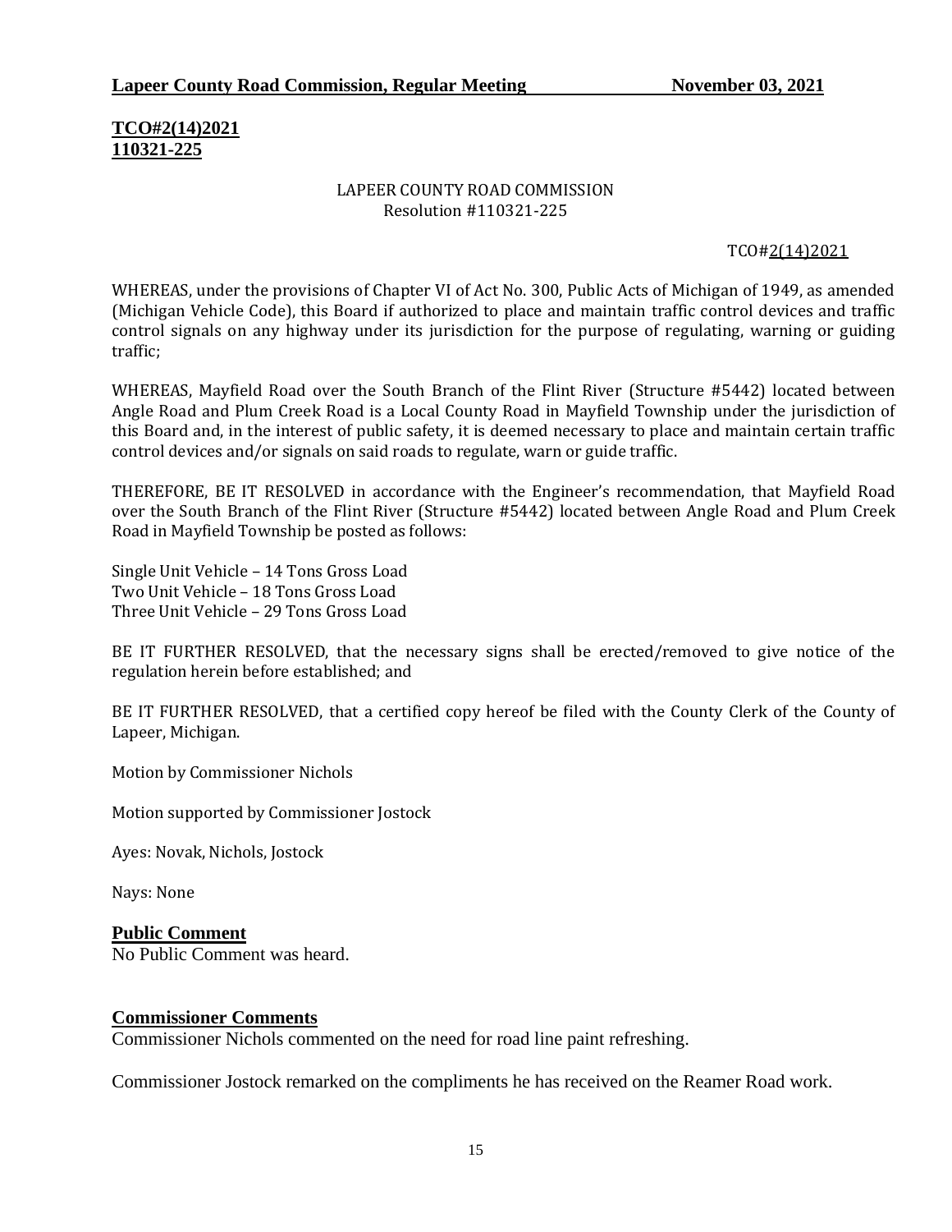**TCO#2(14)2021**
**110321-225**

LAPEER COUNTY ROAD COMMISSION
Resolution #110321-225

TCO#2(14)2021

WHEREAS, under the provisions of Chapter VI of Act No. 300, Public Acts of Michigan of 1949, as amended (Michigan Vehicle Code), this Board if authorized to place and maintain traffic control devices and traffic control signals on any highway under its jurisdiction for the purpose of regulating, warning or guiding traffic;

WHEREAS, Mayfield Road over the South Branch of the Flint River (Structure #5442) located between Angle Road and Plum Creek Road is a Local County Road in Mayfield Township under the jurisdiction of this Board and, in the interest of public safety, it is deemed necessary to place and maintain certain traffic control devices and/or signals on said roads to regulate, warn or guide traffic.

THEREFORE, BE IT RESOLVED in accordance with the Engineer's recommendation, that Mayfield Road over the South Branch of the Flint River (Structure #5442) located between Angle Road and Plum Creek Road in Mayfield Township be posted as follows:

Single Unit Vehicle – 14 Tons Gross Load
Two Unit Vehicle – 18 Tons Gross Load
Three Unit Vehicle – 29 Tons Gross Load

BE IT FURTHER RESOLVED, that the necessary signs shall be erected/removed to give notice of the regulation herein before established; and

BE IT FURTHER RESOLVED, that a certified copy hereof be filed with the County Clerk of the County of Lapeer, Michigan.

Motion by Commissioner Nichols

Motion supported by Commissioner Jostock

Ayes: Novak, Nichols, Jostock

Nays: None

**Public Comment**
No Public Comment was heard.

**Commissioner Comments**
Commissioner Nichols commented on the need for road line paint refreshing.

Commissioner Jostock remarked on the compliments he has received on the Reamer Road work.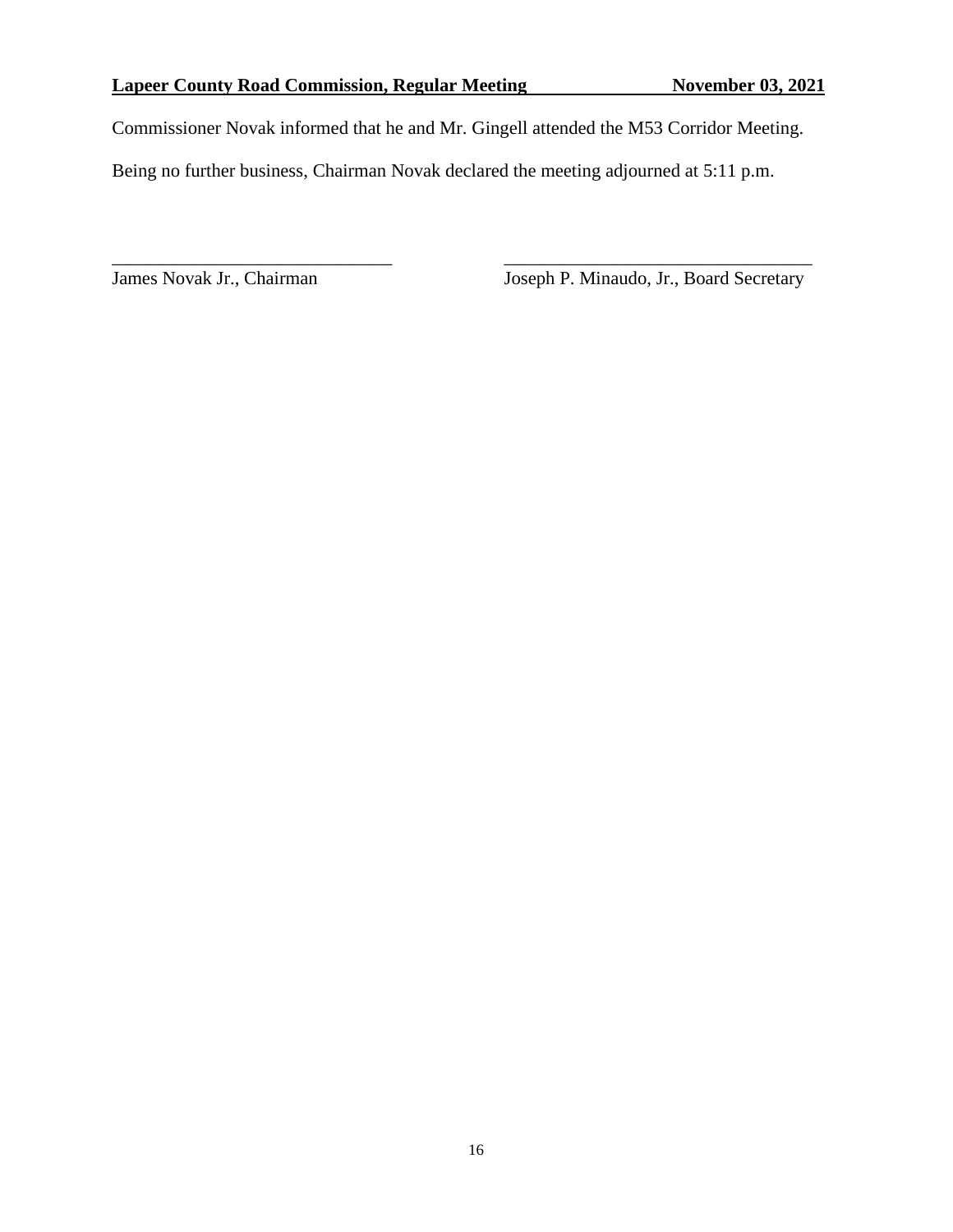Commissioner Novak informed that he and Mr. Gingell attended the M53 Corridor Meeting.

Being no further business, Chairman Novak declared the meeting adjourned at 5:11 p.m.

| | |
|---|---|
| _______________________________ | __________________________________ |
| James Novak Jr., Chairman | Joseph P. Minaudo, Jr., Board Secretary |